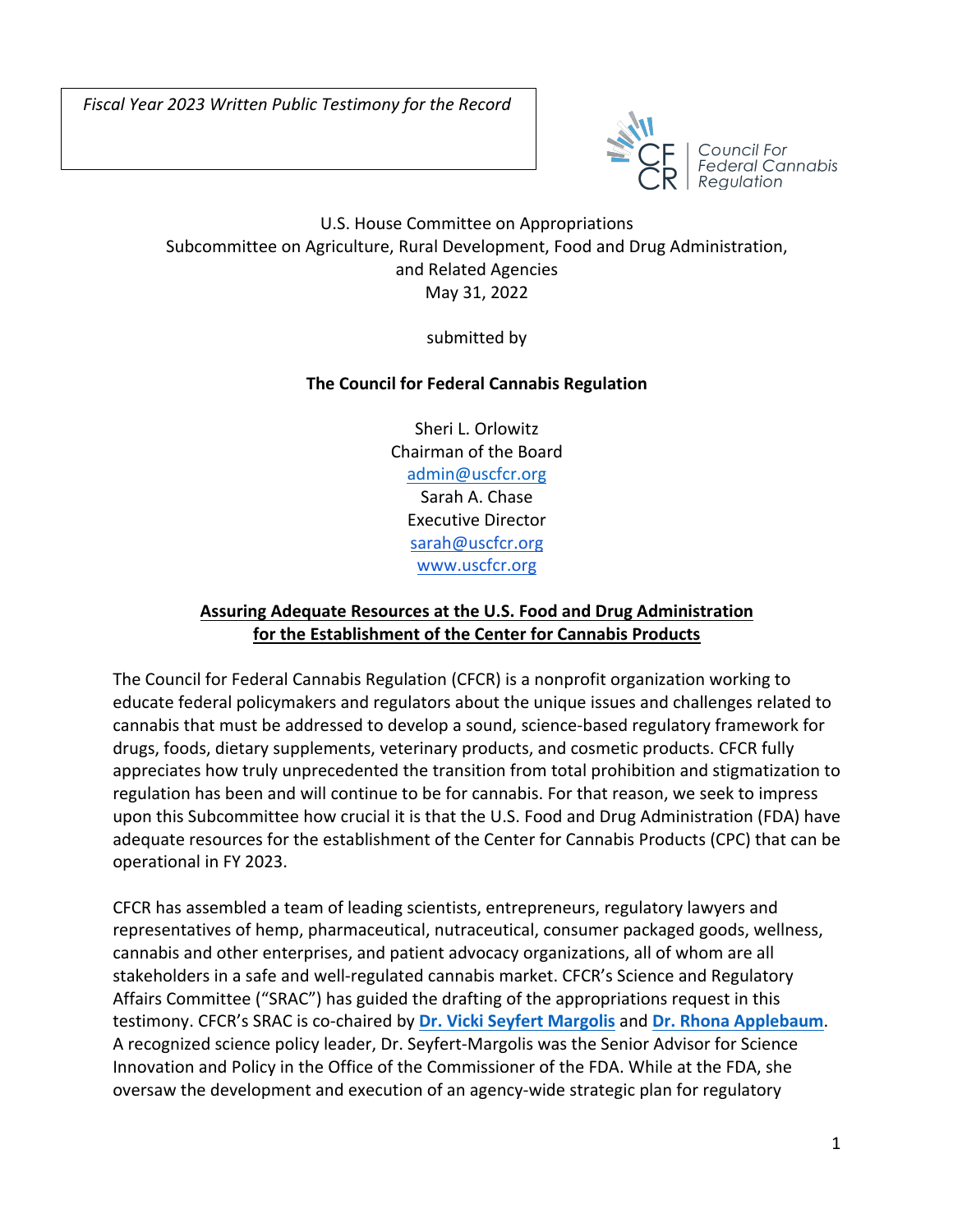*Fiscal Year 2023 Written Public Testimony for the Record*

Council For Federal Cannabis Regulation

U.S. House Committee on Appropriations
Subcommittee on Agriculture, Rural Development, Food and Drug Administration, and Related Agencies
May 31, 2022

submitted by

**The Council for Federal Cannabis Regulation**

Sheri L. Orlowitz
Chairman of the Board
admin@uscfcr.org
Sarah A. Chase
Executive Director
sarah@uscfcr.org
www.uscfcr.org

## Assuring Adequate Resources at the U.S. Food and Drug Administration for the Establishment of the Center for Cannabis Products

The Council for Federal Cannabis Regulation (CFCR) is a nonprofit organization working to educate federal policymakers and regulators about the unique issues and challenges related to cannabis that must be addressed to develop a sound, science-based regulatory framework for drugs, foods, dietary supplements, veterinary products, and cosmetic products. CFCR fully appreciates how truly unprecedented the transition from total prohibition and stigmatization to regulation has been and will continue to be for cannabis. For that reason, we seek to impress upon this Subcommittee how crucial it is that the U.S. Food and Drug Administration (FDA) have adequate resources for the establishment of the Center for Cannabis Products (CPC) that can be operational in FY 2023.

CFCR has assembled a team of leading scientists, entrepreneurs, regulatory lawyers and representatives of hemp, pharmaceutical, nutraceutical, consumer packaged goods, wellness, cannabis and other enterprises, and patient advocacy organizations, all of whom are all stakeholders in a safe and well-regulated cannabis market. CFCR's Science and Regulatory Affairs Committee ("SRAC") has guided the drafting of the appropriations request in this testimony. CFCR's SRAC is co-chaired by **Dr. Vicki Seyfert Margolis** and **Dr. Rhona Applebaum**. A recognized science policy leader, Dr. Seyfert-Margolis was the Senior Advisor for Science Innovation and Policy in the Office of the Commissioner of the FDA. While at the FDA, she oversaw the development and execution of an agency-wide strategic plan for regulatory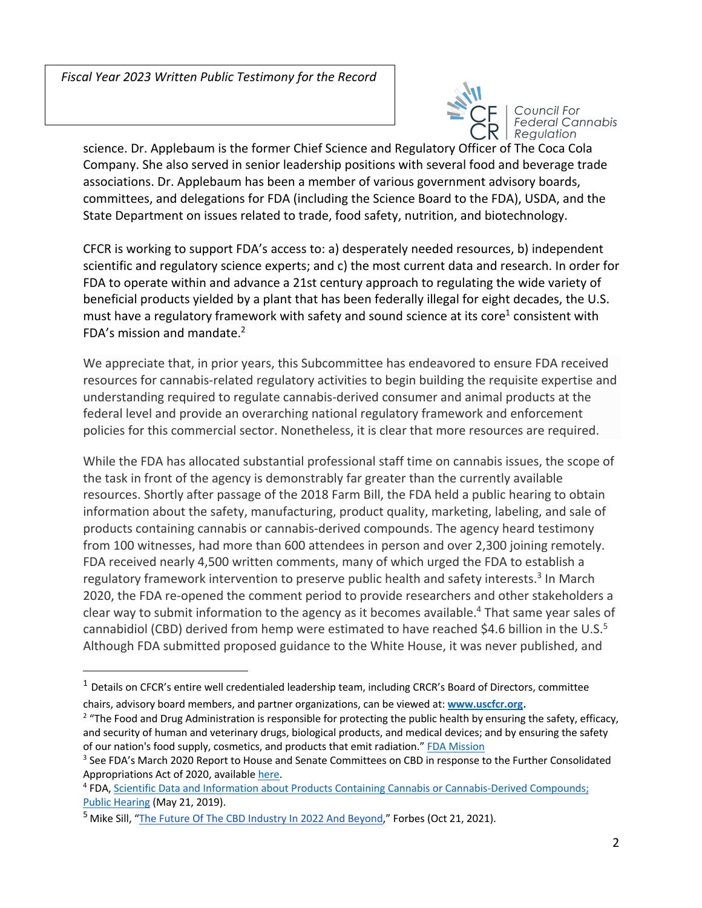science. Dr. Applebaum is the former Chief Science and Regulatory Officer of The Coca Cola Company. She also served in senior leadership positions with several food and beverage trade associations. Dr. Applebaum has been a member of various government advisory boards, committees, and delegations for FDA (including the Science Board to the FDA), USDA, and the State Department on issues related to trade, food safety, nutrition, and biotechnology.

CFCR is working to support FDA's access to: a) desperately needed resources, b) independent scientific and regulatory science experts; and c) the most current data and research. In order for FDA to operate within and advance a 21st century approach to regulating the wide variety of beneficial products yielded by a plant that has been federally illegal for eight decades, the U.S. must have a regulatory framework with safety and sound science at its core[1] consistent with FDA's mission and mandate.[2]

We appreciate that, in prior years, this Subcommittee has endeavored to ensure FDA received resources for cannabis-related regulatory activities to begin building the requisite expertise and understanding required to regulate cannabis-derived consumer and animal products at the federal level and provide an overarching national regulatory framework and enforcement policies for this commercial sector. Nonetheless, it is clear that more resources are required.

While the FDA has allocated substantial professional staff time on cannabis issues, the scope of the task in front of the agency is demonstrably far greater than the currently available resources. Shortly after passage of the 2018 Farm Bill, the FDA held a public hearing to obtain information about the safety, manufacturing, product quality, marketing, labeling, and sale of products containing cannabis or cannabis-derived compounds. The agency heard testimony from 100 witnesses, had more than 600 attendees in person and over 2,300 joining remotely. FDA received nearly 4,500 written comments, many of which urged the FDA to establish a regulatory framework intervention to preserve public health and safety interests.[3] In March 2020, the FDA re-opened the comment period to provide researchers and other stakeholders a clear way to submit information to the agency as it becomes available.[4] That same year sales of cannabidiol (CBD) derived from hemp were estimated to have reached $4.6 billion in the U.S.[5] Although FDA submitted proposed guidance to the White House, it was never published, and

---

[1] Details on CFCR's entire well credentialed leadership team, including CRCR's Board of Directors, committee chairs, advisory board members, and partner organizations, can be viewed at: **www.uscfcr.org**.

[2] "The Food and Drug Administration is responsible for protecting the public health by ensuring the safety, efficacy, and security of human and veterinary drugs, biological products, and medical devices; and by ensuring the safety of our nation's food supply, cosmetics, and products that emit radiation." FDA Mission

[3] See FDA's March 2020 Report to House and Senate Committees on CBD in response to the Further Consolidated Appropriations Act of 2020, available here.

[4] FDA, Scientific Data and Information about Products Containing Cannabis or Cannabis-Derived Compounds; Public Hearing (May 21, 2019).

[5] Mike Sill, "The Future Of The CBD Industry In 2022 And Beyond," Forbes (Oct 21, 2021).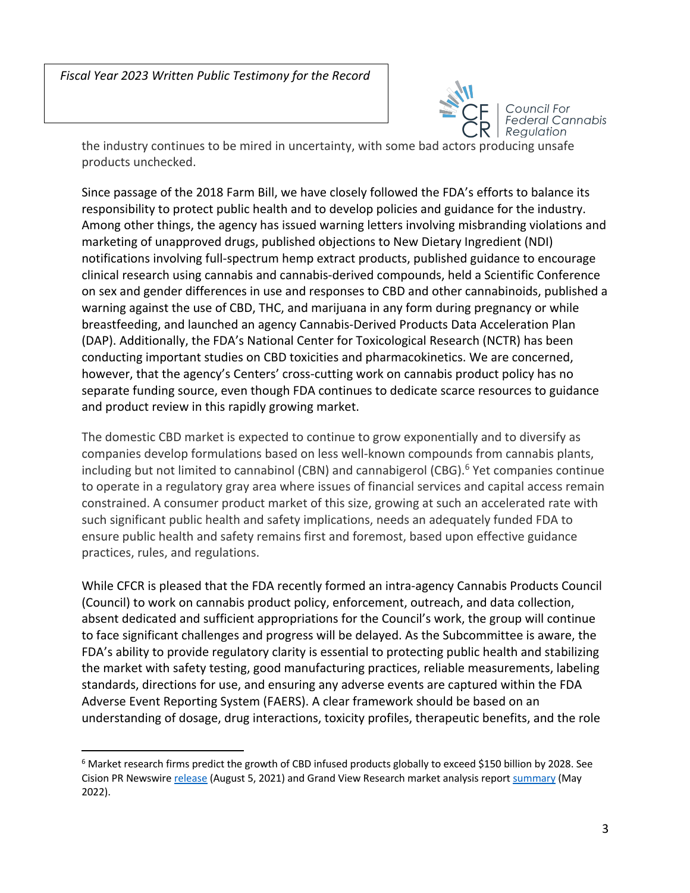the industry continues to be mired in uncertainty, with some bad actors producing unsafe products unchecked.

Since passage of the 2018 Farm Bill, we have closely followed the FDA's efforts to balance its responsibility to protect public health and to develop policies and guidance for the industry. Among other things, the agency has issued warning letters involving misbranding violations and marketing of unapproved drugs, published objections to New Dietary Ingredient (NDI) notifications involving full-spectrum hemp extract products, published guidance to encourage clinical research using cannabis and cannabis-derived compounds, held a Scientific Conference on sex and gender differences in use and responses to CBD and other cannabinoids, published a warning against the use of CBD, THC, and marijuana in any form during pregnancy or while breastfeeding, and launched an agency Cannabis-Derived Products Data Acceleration Plan (DAP). Additionally, the FDA's National Center for Toxicological Research (NCTR) has been conducting important studies on CBD toxicities and pharmacokinetics. We are concerned, however, that the agency's Centers' cross-cutting work on cannabis product policy has no separate funding source, even though FDA continues to dedicate scarce resources to guidance and product review in this rapidly growing market.

The domestic CBD market is expected to continue to grow exponentially and to diversify as companies develop formulations based on less well-known compounds from cannabis plants, including but not limited to cannabinol (CBN) and cannabigerol (CBG).[6] Yet companies continue to operate in a regulatory gray area where issues of financial services and capital access remain constrained. A consumer product market of this size, growing at such an accelerated rate with such significant public health and safety implications, needs an adequately funded FDA to ensure public health and safety remains first and foremost, based upon effective guidance practices, rules, and regulations.

While CFCR is pleased that the FDA recently formed an intra-agency Cannabis Products Council (Council) to work on cannabis product policy, enforcement, outreach, and data collection, absent dedicated and sufficient appropriations for the Council's work, the group will continue to face significant challenges and progress will be delayed. As the Subcommittee is aware, the FDA's ability to provide regulatory clarity is essential to protecting public health and stabilizing the market with safety testing, good manufacturing practices, reliable measurements, labeling standards, directions for use, and ensuring any adverse events are captured within the FDA Adverse Event Reporting System (FAERS). A clear framework should be based on an understanding of dosage, drug interactions, toxicity profiles, therapeutic benefits, and the role

---

[6] Market research firms predict the growth of CBD infused products globally to exceed $150 billion by 2028. See Cision PR Newswire release (August 5, 2021) and Grand View Research market analysis report summary (May 2022).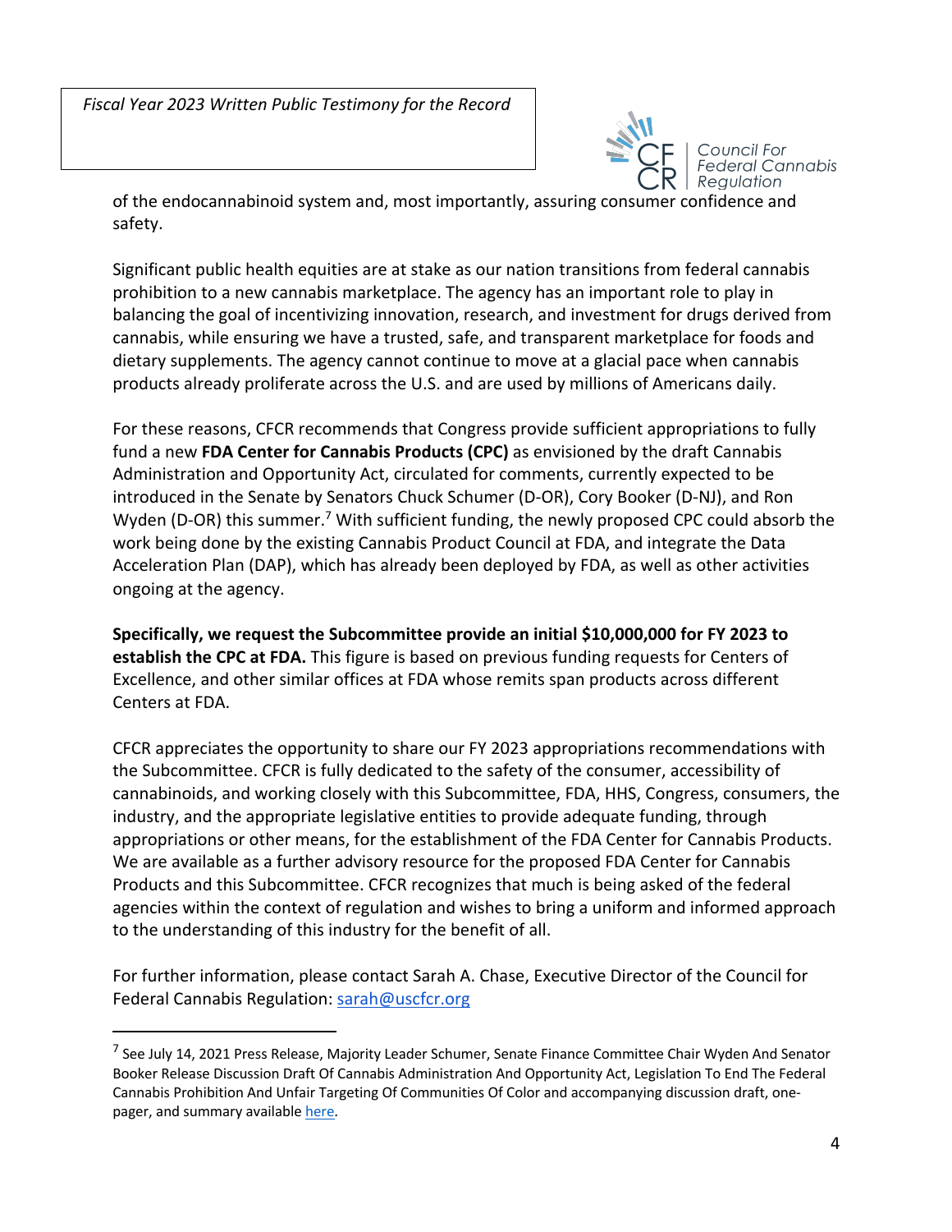of the endocannabinoid system and, most importantly, assuring consumer confidence and safety.

Significant public health equities are at stake as our nation transitions from federal cannabis prohibition to a new cannabis marketplace. The agency has an important role to play in balancing the goal of incentivizing innovation, research, and investment for drugs derived from cannabis, while ensuring we have a trusted, safe, and transparent marketplace for foods and dietary supplements. The agency cannot continue to move at a glacial pace when cannabis products already proliferate across the U.S. and are used by millions of Americans daily.

For these reasons, CFCR recommends that Congress provide sufficient appropriations to fully fund a new **FDA Center for Cannabis Products (CPC)** as envisioned by the draft Cannabis Administration and Opportunity Act, circulated for comments, currently expected to be introduced in the Senate by Senators Chuck Schumer (D-OR), Cory Booker (D-NJ), and Ron Wyden (D-OR) this summer.[7] With sufficient funding, the newly proposed CPC could absorb the work being done by the existing Cannabis Product Council at FDA, and integrate the Data Acceleration Plan (DAP), which has already been deployed by FDA, as well as other activities ongoing at the agency.

**Specifically, we request the Subcommittee provide an initial $10,000,000 for FY 2023 to establish the CPC at FDA.** This figure is based on previous funding requests for Centers of Excellence, and other similar offices at FDA whose remits span products across different Centers at FDA.

CFCR appreciates the opportunity to share our FY 2023 appropriations recommendations with the Subcommittee. CFCR is fully dedicated to the safety of the consumer, accessibility of cannabinoids, and working closely with this Subcommittee, FDA, HHS, Congress, consumers, the industry, and the appropriate legislative entities to provide adequate funding, through appropriations or other means, for the establishment of the FDA Center for Cannabis Products. We are available as a further advisory resource for the proposed FDA Center for Cannabis Products and this Subcommittee. CFCR recognizes that much is being asked of the federal agencies within the context of regulation and wishes to bring a uniform and informed approach to the understanding of this industry for the benefit of all.

For further information, please contact Sarah A. Chase, Executive Director of the Council for Federal Cannabis Regulation: [sarah@uscfcr.org](mailto:sarah@uscfcr.org)

---

[7] See July 14, 2021 Press Release, Majority Leader Schumer, Senate Finance Committee Chair Wyden And Senator Booker Release Discussion Draft Of Cannabis Administration And Opportunity Act, Legislation To End The Federal Cannabis Prohibition And Unfair Targeting Of Communities Of Color and accompanying discussion draft, one-pager, and summary available here.